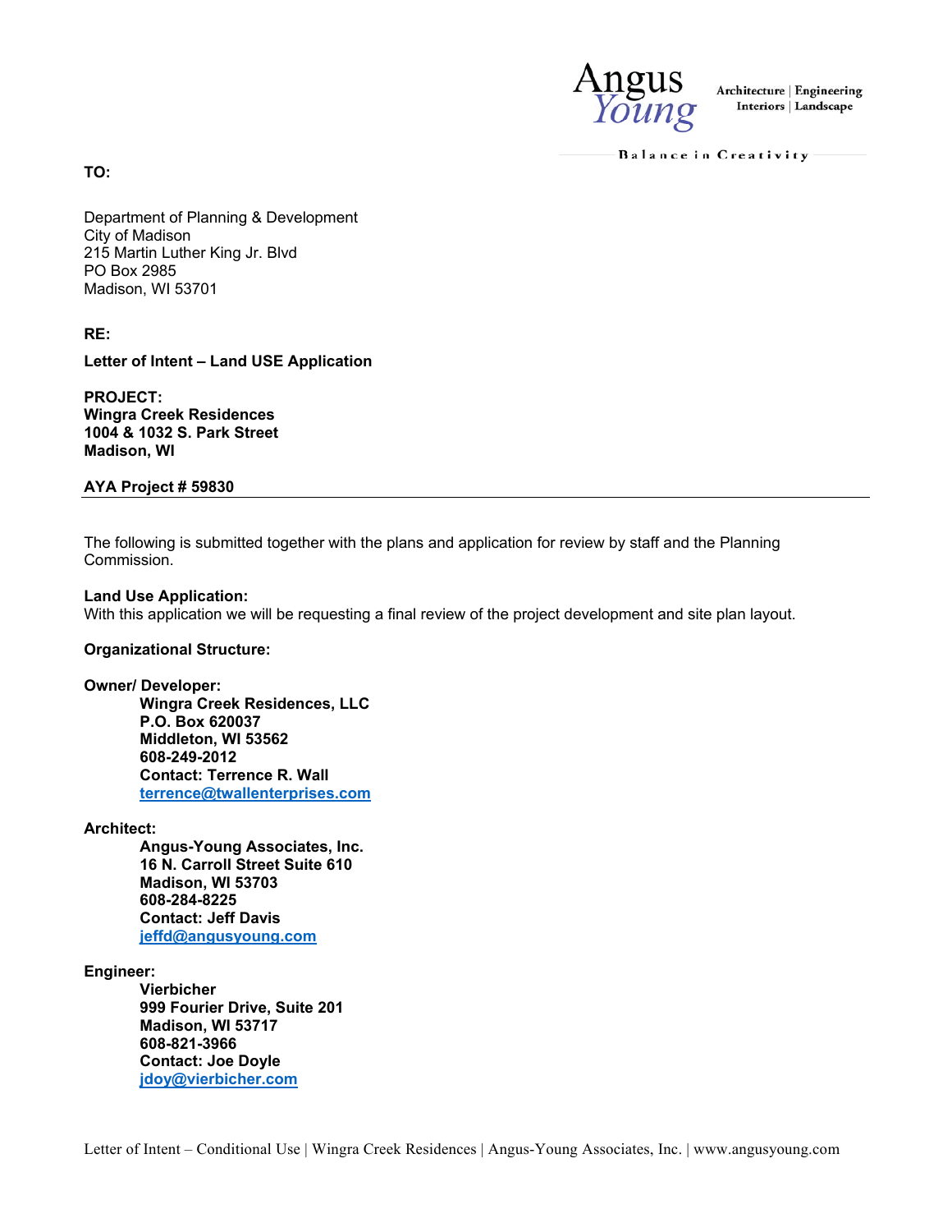Angus Young

Architecture | Engineering
Interiors | Landscape

Balance in Creativity

**TO:**

Department of Planning & Development
City of Madison
215 Martin Luther King Jr. Blvd
PO Box 2985
Madison, WI 53701

**RE:**

**Letter of Intent – Land USE Application**

**PROJECT:**
**Wingra Creek Residences**
**1004 & 1032 S. Park Street**
**Madison, WI**

**AYA Project # 59830**

---

The following is submitted together with the plans and application for review by staff and the Planning Commission.

**Land Use Application:**
With this application we will be requesting a final review of the project development and site plan layout.

**Organizational Structure:**

**Owner/ Developer:**
> **Wingra Creek Residences, LLC**
> **P.O. Box 620037**
> **Middleton, WI 53562**
> **608-249-2012**
> **Contact: Terrence R. Wall**
> **terrence@twallenterprises.com**

**Architect:**
> **Angus-Young Associates, Inc.**
> **16 N. Carroll Street Suite 610**
> **Madison, WI 53703**
> **608-284-8225**
> **Contact: Jeff Davis**
> **jeffd@angusyoung.com**

**Engineer:**
> **Vierbicher**
> **999 Fourier Drive, Suite 201**
> **Madison, WI 53717**
> **608-821-3966**
> **Contact: Joe Doyle**
> **jdoy@vierbicher.com**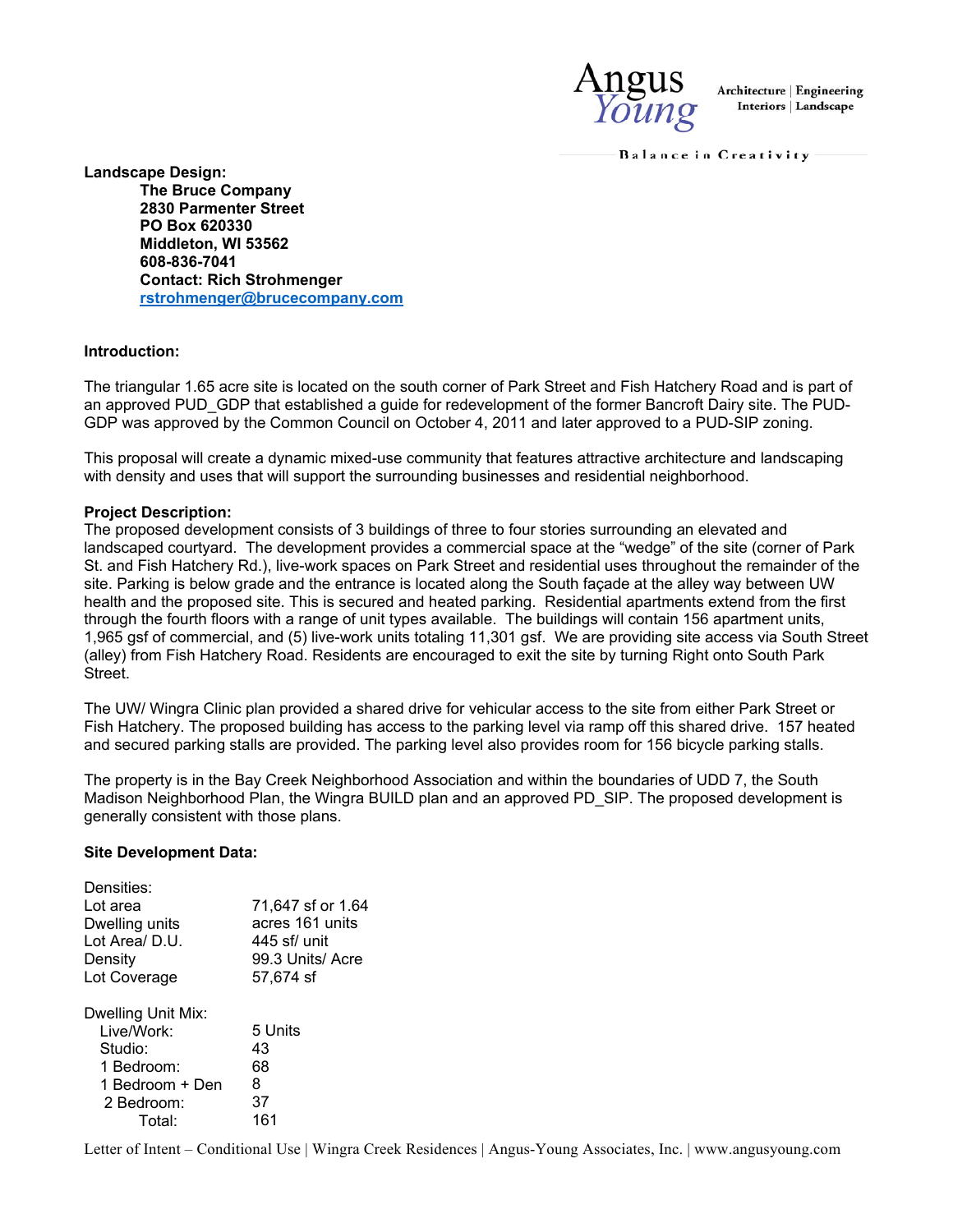**Landscape Design:**

**The Bruce Company**
**2830 Parmenter Street**
**PO Box 620330**
**Middleton, WI 53562**
**608-836-7041**
**Contact: Rich Strohmenger**
**rstrohmenger@brucecompany.com**

**Introduction:**

The triangular 1.65 acre site is located on the south corner of Park Street and Fish Hatchery Road and is part of an approved PUD_GDP that established a guide for redevelopment of the former Bancroft Dairy site. The PUD-GDP was approved by the Common Council on October 4, 2011 and later approved to a PUD-SIP zoning.

This proposal will create a dynamic mixed-use community that features attractive architecture and landscaping with density and uses that will support the surrounding businesses and residential neighborhood.

**Project Description:**

The proposed development consists of 3 buildings of three to four stories surrounding an elevated and landscaped courtyard. The development provides a commercial space at the "wedge" of the site (corner of Park St. and Fish Hatchery Rd.), live-work spaces on Park Street and residential uses throughout the remainder of the site. Parking is below grade and the entrance is located along the South façade at the alley way between UW health and the proposed site. This is secured and heated parking. Residential apartments extend from the first through the fourth floors with a range of unit types available. The buildings will contain 156 apartment units, 1,965 gsf of commercial, and (5) live-work units totaling 11,301 gsf. We are providing site access via South Street (alley) from Fish Hatchery Road. Residents are encouraged to exit the site by turning Right onto South Park Street.

The UW/ Wingra Clinic plan provided a shared drive for vehicular access to the site from either Park Street or Fish Hatchery. The proposed building has access to the parking level via ramp off this shared drive. 157 heated and secured parking stalls are provided. The parking level also provides room for 156 bicycle parking stalls.

The property is in the Bay Creek Neighborhood Association and within the boundaries of UDD 7, the South Madison Neighborhood Plan, the Wingra BUILD plan and an approved PD_SIP. The proposed development is generally consistent with those plans.

**Site Development Data:**

Densities:

| | |
|---|---|
| Lot area | 71,647 sf or 1.64 |
| Dwelling units | acres 161 units |
| Lot Area/ D.U. | 445 sf/ unit |
| Density | 99.3 Units/ Acre |
| Lot Coverage | 57,674 sf |

Dwelling Unit Mix:

| | |
|---|---|
| Live/Work: | 5 Units |
| Studio: | 43 |
| 1 Bedroom: | 68 |
| 1 Bedroom + Den | 8 |
| 2 Bedroom: | 37 |
| Total: | 161 |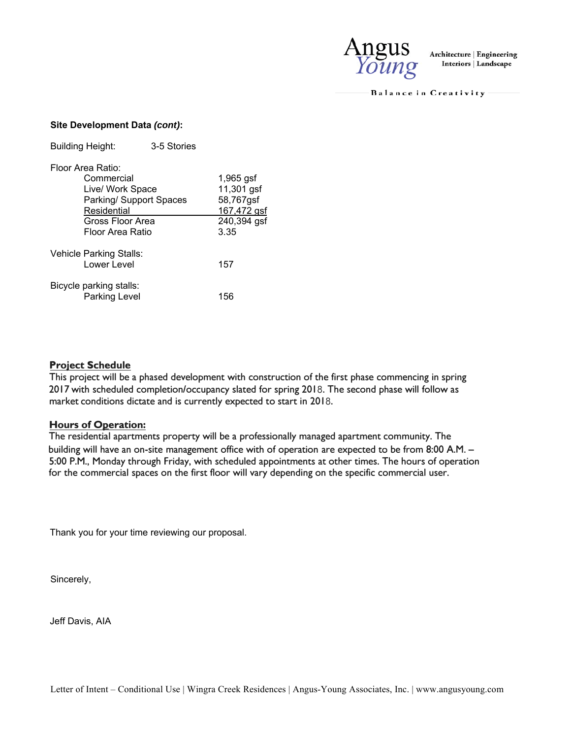**Site Development Data *(cont)*:**

Building Height: 3-5 Stories

| Floor Area Ratio: | |
|---|---|
| Commercial | 1,965 gsf |
| Live/ Work Space | 11,301 gsf |
| Parking/ Support Spaces | 58,767gsf |
| Residential | 167,472 gsf |
| Gross Floor Area | 240,394 gsf |
| Floor Area Ratio | 3.35 |

| Vehicle Parking Stalls: | |
|---|---|
| Lower Level | 157 |

| Bicycle parking stalls: | |
|---|---|
| Parking Level | 156 |

## Project Schedule

This project will be a phased development with construction of the first phase commencing in spring 2017 with scheduled completion/occupancy slated for spring 2018. The second phase will follow as market conditions dictate and is currently expected to start in 2018.

## Hours of Operation:

The residential apartments property will be a professionally managed apartment community. The building will have an on-site management office with of operation are expected to be from 8:00 A.M. – 5:00 P.M., Monday through Friday, with scheduled appointments at other times. The hours of operation for the commercial spaces on the first floor will vary depending on the specific commercial user.

Thank you for your time reviewing our proposal.

Sincerely,

Jeff Davis, AIA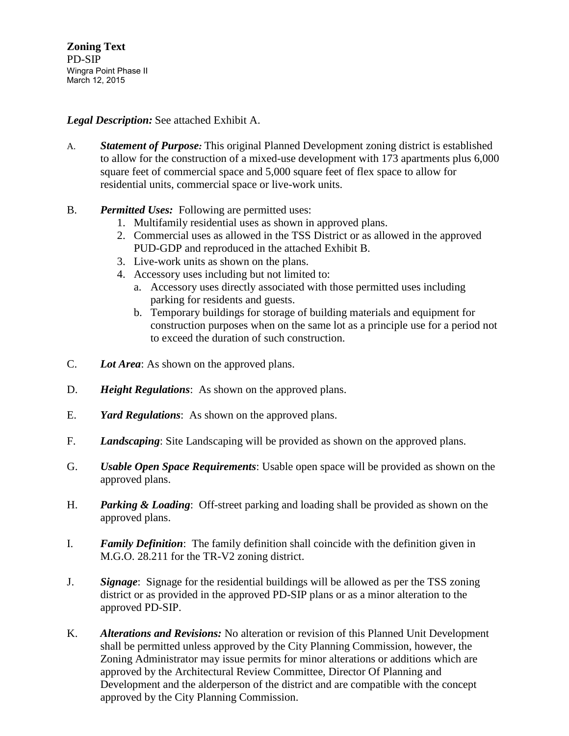**Zoning Text**
PD-SIP
Wingra Point Phase II
March 12, 2015

***Legal Description:*** See attached Exhibit A.

A. ***Statement of Purpose:*** This original Planned Development zoning district is established to allow for the construction of a mixed-use development with 173 apartments plus 6,000 square feet of commercial space and 5,000 square feet of flex space to allow for residential units, commercial space or live-work units.

B. ***Permitted Uses:*** Following are permitted uses:
   1. Multifamily residential uses as shown in approved plans.
   2. Commercial uses as allowed in the TSS District or as allowed in the approved PUD-GDP and reproduced in the attached Exhibit B.
   3. Live-work units as shown on the plans.
   4. Accessory uses including but not limited to:
      a. Accessory uses directly associated with those permitted uses including parking for residents and guests.
      b. Temporary buildings for storage of building materials and equipment for construction purposes when on the same lot as a principle use for a period not to exceed the duration of such construction.

C. ***Lot Area***: As shown on the approved plans.

D. ***Height Regulations***: As shown on the approved plans.

E. ***Yard Regulations***: As shown on the approved plans.

F. ***Landscaping***: Site Landscaping will be provided as shown on the approved plans.

G. ***Usable Open Space Requirements***: Usable open space will be provided as shown on the approved plans.

H. ***Parking & Loading***: Off-street parking and loading shall be provided as shown on the approved plans.

I. ***Family Definition***: The family definition shall coincide with the definition given in M.G.O. 28.211 for the TR-V2 zoning district.

J. ***Signage***: Signage for the residential buildings will be allowed as per the TSS zoning district or as provided in the approved PD-SIP plans or as a minor alteration to the approved PD-SIP.

K. ***Alterations and Revisions:*** No alteration or revision of this Planned Unit Development shall be permitted unless approved by the City Planning Commission, however, the Zoning Administrator may issue permits for minor alterations or additions which are approved by the Architectural Review Committee, Director Of Planning and Development and the alderperson of the district and are compatible with the concept approved by the City Planning Commission.